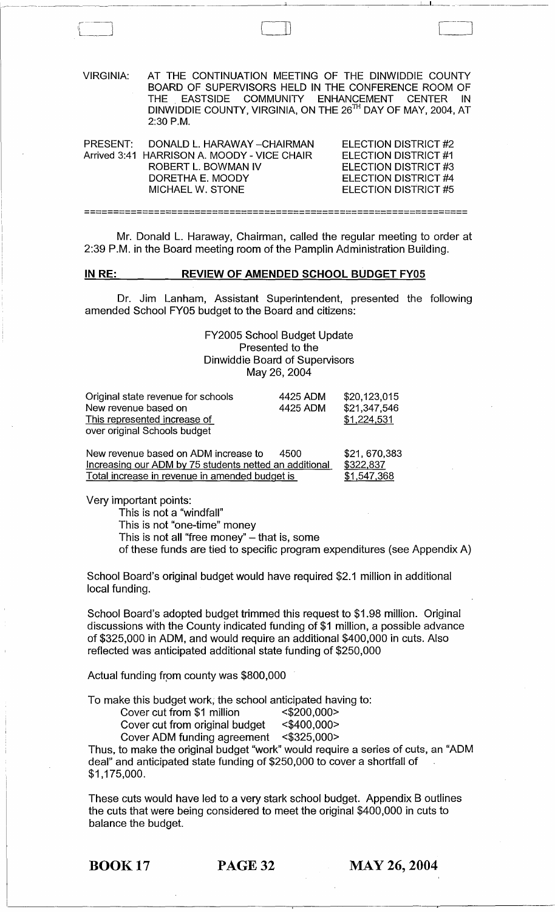VIRGINIA: AT THE CONTINUATION MEETING OF THE DINWIDDIE COUNTY BOARD OF SUPERVISORS HELD IN THE CONFERENCE ROOM OF THE EASTSIDE COMMUNITY ENHANCEMENT CENTER IN DINWIDDIE COUNTY, VIRGINIA, ON THE 26TH DAY OF MAY, 2004, AT 2:30 P.M.

| PRESENT: | DONALD L. HARAWAY –CHAIRMAN | ELECTION DISTRICT #2 |
|---|---|---|
| Arrived 3:41 | HARRISON A. MOODY - VICE CHAIR | ELECTION DISTRICT #1 |
| | ROBERT L. BOWMAN IV | ELECTION DISTRICT #3 |
| | DORETHA E. MOODY | ELECTION DISTRICT #4 |
| | MICHAEL W. STONE | ELECTION DISTRICT #5 |

Mr. Donald L. Haraway, Chairman, called the regular meeting to order at 2:39 P.M. in the Board meeting room of the Pamplin Administration Building.

**IN RE: REVIEW OF AMENDED SCHOOL BUDGET FY05**

Dr. Jim Lanham, Assistant Superintendent, presented the following amended School FY05 budget to the Board and citizens:

FY2005 School Budget Update
Presented to the
Dinwiddie Board of Supervisors
May 26, 2004

| | | |
|---|---|---|
| Original state revenue for schools | 4425 ADM | $20,123,015 |
| New revenue based on | 4425 ADM | $21,347,546 |
| This represented increase of over original Schools budget | | $1,224,531 |

| | | |
|---|---|---|
| New revenue based on ADM increase to | 4500 | $21, 670,383 |
| Increasing our ADM by 75 students netted an additional | | $322,837 |
| Total increase in revenue in amended budget is | | $1,547,368 |

Very important points:

This is not a "windfall"
This is not "one-time" money
This is not all "free money" – that is, some of these funds are tied to specific program expenditures (see Appendix A)

School Board's original budget would have required $2.1 million in additional local funding.

School Board's adopted budget trimmed this request to $1.98 million. Original discussions with the County indicated funding of $1 million, a possible advance of $325,000 in ADM, and would require an additional $400,000 in cuts. Also reflected was anticipated additional state funding of $250,000

Actual funding from county was $800,000

To make this budget work, the school anticipated having to:

| | |
|---|---|
| Cover cut from $1 million | <$200,000> |
| Cover cut from original budget | <$400,000> |
| Cover ADM funding agreement | <$325,000> |

Thus, to make the original budget "work" would require a series of cuts, an "ADM deal" and anticipated state funding of $250,000 to cover a shortfall of $1,175,000.

These cuts would have led to a very stark school budget. Appendix B outlines the cuts that were being considered to meet the original $400,000 in cuts to balance the budget.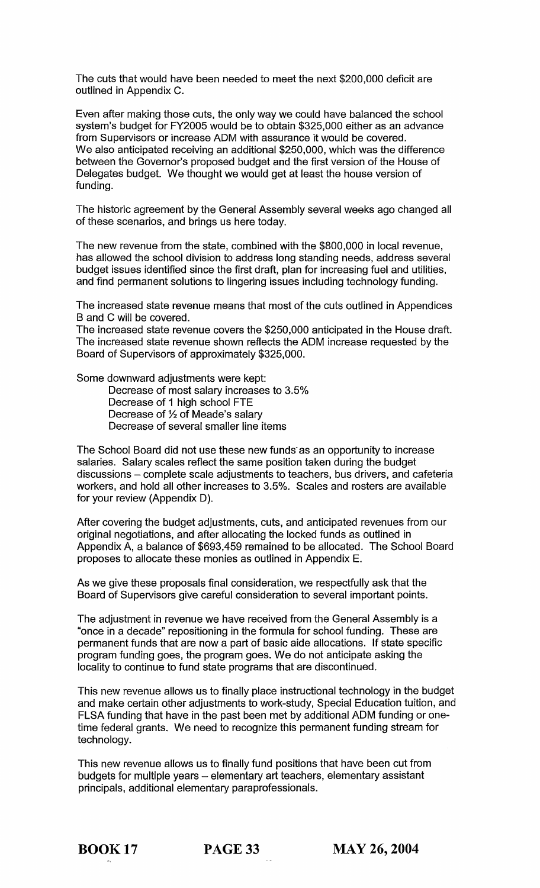The cuts that would have been needed to meet the next $200,000 deficit are outlined in Appendix C.

Even after making those cuts, the only way we could have balanced the school system's budget for FY2005 would be to obtain $325,000 either as an advance from Supervisors or increase ADM with assurance it would be covered.
We also anticipated receiving an additional $250,000, which was the difference between the Governor's proposed budget and the first version of the House of Delegates budget. We thought we would get at least the house version of funding.

The historic agreement by the General Assembly several weeks ago changed all of these scenarios, and brings us here today.

The new revenue from the state, combined with the $800,000 in local revenue, has allowed the school division to address long standing needs, address several budget issues identified since the first draft, plan for increasing fuel and utilities, and find permanent solutions to lingering issues including technology funding.

The increased state revenue means that most of the cuts outlined in Appendices B and C will be covered.
The increased state revenue covers the $250,000 anticipated in the House draft.
The increased state revenue shown reflects the ADM increase requested by the Board of Supervisors of approximately $325,000.

Some downward adjustments were kept:

- Decrease of most salary increases to 3.5%
- Decrease of 1 high school FTE
- Decrease of ½ of Meade's salary
- Decrease of several smaller line items

The School Board did not use these new funds as an opportunity to increase salaries. Salary scales reflect the same position taken during the budget discussions – complete scale adjustments to teachers, bus drivers, and cafeteria workers, and hold all other increases to 3.5%. Scales and rosters are available for your review (Appendix D).

After covering the budget adjustments, cuts, and anticipated revenues from our original negotiations, and after allocating the locked funds as outlined in Appendix A, a balance of $693,459 remained to be allocated. The School Board proposes to allocate these monies as outlined in Appendix E.

As we give these proposals final consideration, we respectfully ask that the Board of Supervisors give careful consideration to several important points.

The adjustment in revenue we have received from the General Assembly is a "once in a decade" repositioning in the formula for school funding. These are permanent funds that are now a part of basic aide allocations. If state specific program funding goes, the program goes. We do not anticipate asking the locality to continue to fund state programs that are discontinued.

This new revenue allows us to finally place instructional technology in the budget and make certain other adjustments to work-study, Special Education tuition, and FLSA funding that have in the past been met by additional ADM funding or one-time federal grants. We need to recognize this permanent funding stream for technology.

This new revenue allows us to finally fund positions that have been cut from budgets for multiple years – elementary art teachers, elementary assistant principals, additional elementary paraprofessionals.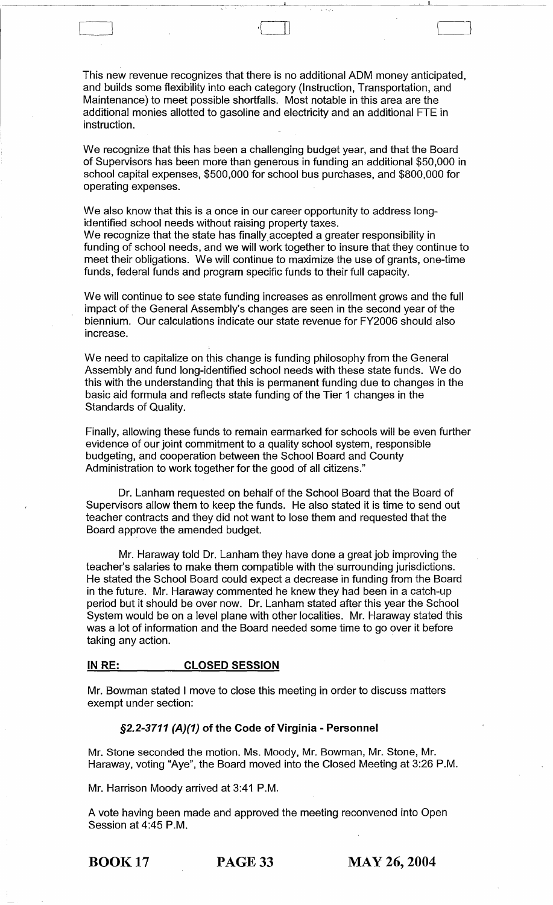This new revenue recognizes that there is no additional ADM money anticipated, and builds some flexibility into each category (Instruction, Transportation, and Maintenance) to meet possible shortfalls. Most notable in this area are the additional monies allotted to gasoline and electricity and an additional FTE in instruction.

We recognize that this has been a challenging budget year, and that the Board of Supervisors has been more than generous in funding an additional $50,000 in school capital expenses, $500,000 for school bus purchases, and $800,000 for operating expenses.

We also know that this is a once in our career opportunity to address long-identified school needs without raising property taxes.
We recognize that the state has finally accepted a greater responsibility in funding of school needs, and we will work together to insure that they continue to meet their obligations. We will continue to maximize the use of grants, one-time funds, federal funds and program specific funds to their full capacity.

We will continue to see state funding increases as enrollment grows and the full impact of the General Assembly's changes are seen in the second year of the biennium. Our calculations indicate our state revenue for FY2006 should also increase.

We need to capitalize on this change is funding philosophy from the General Assembly and fund long-identified school needs with these state funds. We do this with the understanding that this is permanent funding due to changes in the basic aid formula and reflects state funding of the Tier 1 changes in the Standards of Quality.

Finally, allowing these funds to remain earmarked for schools will be even further evidence of our joint commitment to a quality school system, responsible budgeting, and cooperation between the School Board and County Administration to work together for the good of all citizens."

Dr. Lanham requested on behalf of the School Board that the Board of Supervisors allow them to keep the funds. He also stated it is time to send out teacher contracts and they did not want to lose them and requested that the Board approve the amended budget.

Mr. Haraway told Dr. Lanham they have done a great job improving the teacher's salaries to make them compatible with the surrounding jurisdictions. He stated the School Board could expect a decrease in funding from the Board in the future. Mr. Haraway commented he knew they had been in a catch-up period but it should be over now. Dr. Lanham stated after this year the School System would be on a level plane with other localities. Mr. Haraway stated this was a lot of information and the Board needed some time to go over it before taking any action.

**IN RE: CLOSED SESSION**

Mr. Bowman stated I move to close this meeting in order to discuss matters exempt under section:

***§2.2-3711 (A)(1)* of the Code of Virginia - Personnel**

Mr. Stone seconded the motion. Ms. Moody, Mr. Bowman, Mr. Stone, Mr. Haraway, voting "Aye", the Board moved into the Closed Meeting at 3:26 P.M.

Mr. Harrison Moody arrived at 3:41 P.M.

A vote having been made and approved the meeting reconvened into Open Session at 4:45 P.M.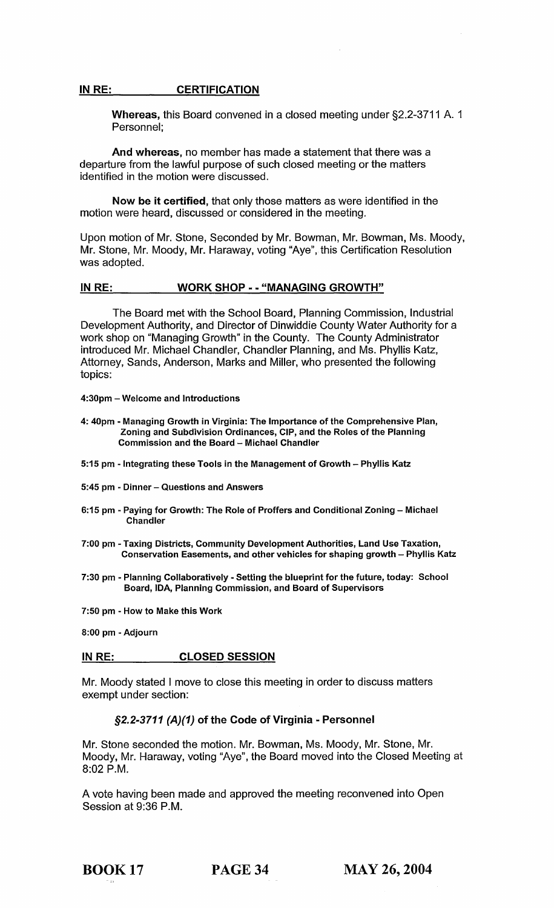**IN RE: CERTIFICATION**

**Whereas,** this Board convened in a closed meeting under §2.2-3711 A. 1 Personnel;

**And whereas,** no member has made a statement that there was a departure from the lawful purpose of such closed meeting or the matters identified in the motion were discussed.

**Now be it certified,** that only those matters as were identified in the motion were heard, discussed or considered in the meeting.

Upon motion of Mr. Stone, Seconded by Mr. Bowman, Mr. Bowman, Ms. Moody, Mr. Stone, Mr. Moody, Mr. Haraway, voting "Aye", this Certification Resolution was adopted.

**IN RE: WORK SHOP - - "MANAGING GROWTH"**

The Board met with the School Board, Planning Commission, Industrial Development Authority, and Director of Dinwiddie County Water Authority for a work shop on "Managing Growth" in the County. The County Administrator introduced Mr. Michael Chandler, Chandler Planning, and Ms. Phyllis Katz, Attorney, Sands, Anderson, Marks and Miller, who presented the following topics:

**4:30pm – Welcome and Introductions**

**4: 40pm - Managing Growth in Virginia: The Importance of the Comprehensive Plan, Zoning and Subdivision Ordinances, CIP, and the Roles of the Planning Commission and the Board – Michael Chandler**

**5:15 pm - Integrating these Tools in the Management of Growth – Phyllis Katz**

**5:45 pm - Dinner – Questions and Answers**

**6:15 pm - Paying for Growth: The Role of Proffers and Conditional Zoning – Michael Chandler**

**7:00 pm - Taxing Districts, Community Development Authorities, Land Use Taxation, Conservation Easements, and other vehicles for shaping growth – Phyllis Katz**

**7:30 pm - Planning Collaboratively - Setting the blueprint for the future, today: School Board, IDA, Planning Commission, and Board of Supervisors**

**7:50 pm - How to Make this Work**

**8:00 pm - Adjourn**

**IN RE: CLOSED SESSION**

Mr. Moody stated I move to close this meeting in order to discuss matters exempt under section:

***§2.2-3711 (A)(1)* of the Code of Virginia - Personnel**

Mr. Stone seconded the motion. Mr. Bowman, Ms. Moody, Mr. Stone, Mr. Moody, Mr. Haraway, voting "Aye", the Board moved into the Closed Meeting at 8:02 P.M.

A vote having been made and approved the meeting reconvened into Open Session at 9:36 P.M.

**BOOK 17 PAGE 34 MAY 26, 2004**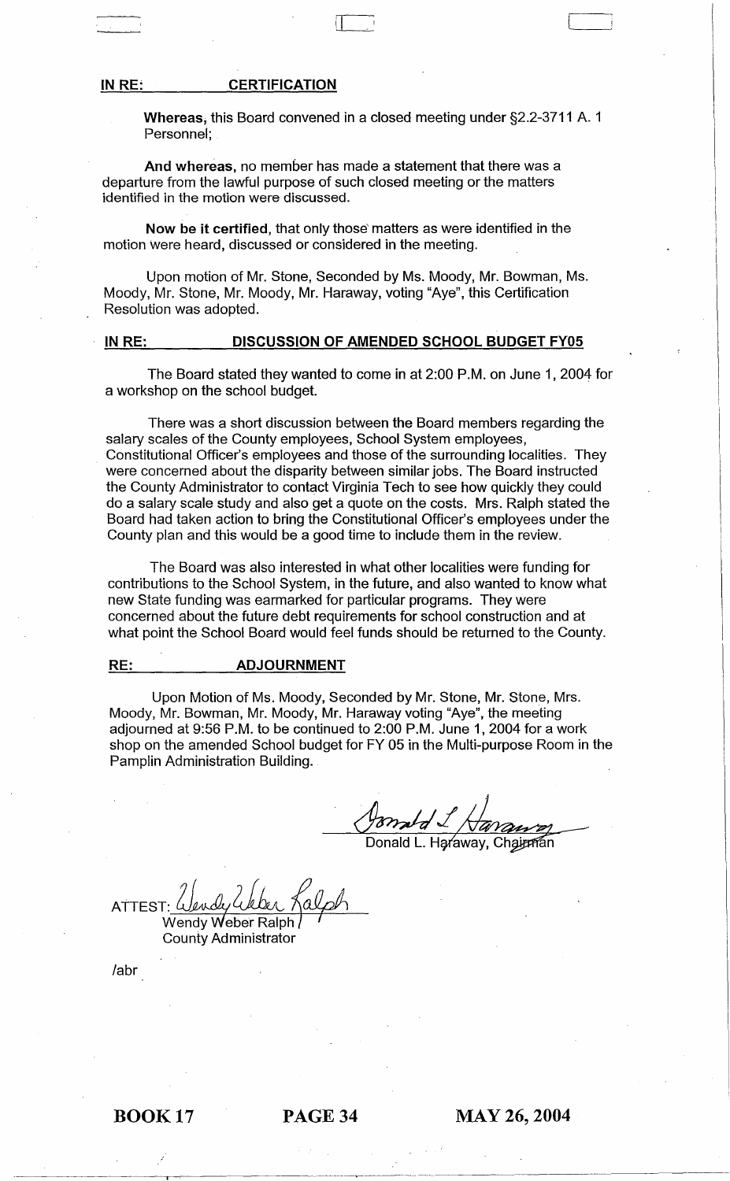**IN RE: CERTIFICATION**

**Whereas**, this Board convened in a closed meeting under §2.2-3711 A. 1 Personnel;

**And whereas**, no member has made a statement that there was a departure from the lawful purpose of such closed meeting or the matters identified in the motion were discussed.

**Now be it certified**, that only those matters as were identified in the motion were heard, discussed or considered in the meeting.

Upon motion of Mr. Stone, Seconded by Ms. Moody, Mr. Bowman, Ms. Moody, Mr. Stone, Mr. Moody, Mr. Haraway, voting "Aye", this Certification Resolution was adopted.

**IN RE: DISCUSSION OF AMENDED SCHOOL BUDGET FY05**

The Board stated they wanted to come in at 2:00 P.M. on June 1, 2004 for a workshop on the school budget.

There was a short discussion between the Board members regarding the salary scales of the County employees, School System employees, Constitutional Officer's employees and those of the surrounding localities. They were concerned about the disparity between similar jobs. The Board instructed the County Administrator to contact Virginia Tech to see how quickly they could do a salary scale study and also get a quote on the costs. Mrs. Ralph stated the Board had taken action to bring the Constitutional Officer's employees under the County plan and this would be a good time to include them in the review.

The Board was also interested in what other localities were funding for contributions to the School System, in the future, and also wanted to know what new State funding was earmarked for particular programs. They were concerned about the future debt requirements for school construction and at what point the School Board would feel funds should be returned to the County.

**RE: ADJOURNMENT**

Upon Motion of Ms. Moody, Seconded by Mr. Stone, Mr. Stone, Mrs. Moody, Mr. Bowman, Mr. Moody, Mr. Haraway voting "Aye", the meeting adjourned at 9:56 P.M. to be continued to 2:00 P.M. June 1, 2004 for a work shop on the amended School budget for FY 05 in the Multi-purpose Room in the Pamplin Administration Building.

Donald L. Haraway, Chairman

ATTEST: Wendy Weber Ralph
County Administrator

/abr

**BOOK 17 PAGE 34 MAY 26, 2004**